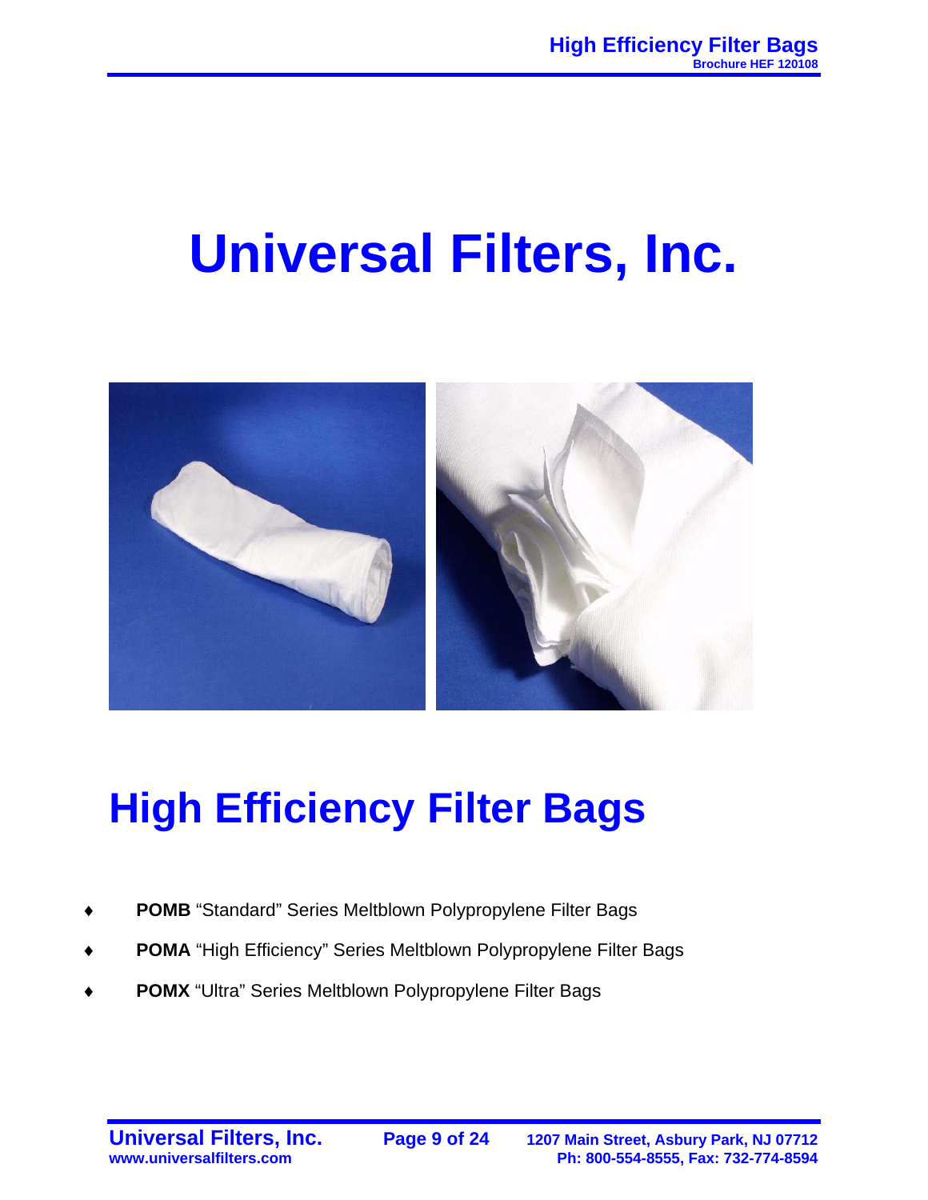# Universal Filters, Inc.

## High Efficiency Filter Bags

- **POMB** "Standard" Series Meltblown Polypropylene Filter Bags
- **POMA** "High Efficiency" Series Meltblown Polypropylene Filter Bags
- **POMX** "Ultra" Series Meltblown Polypropylene Filter Bags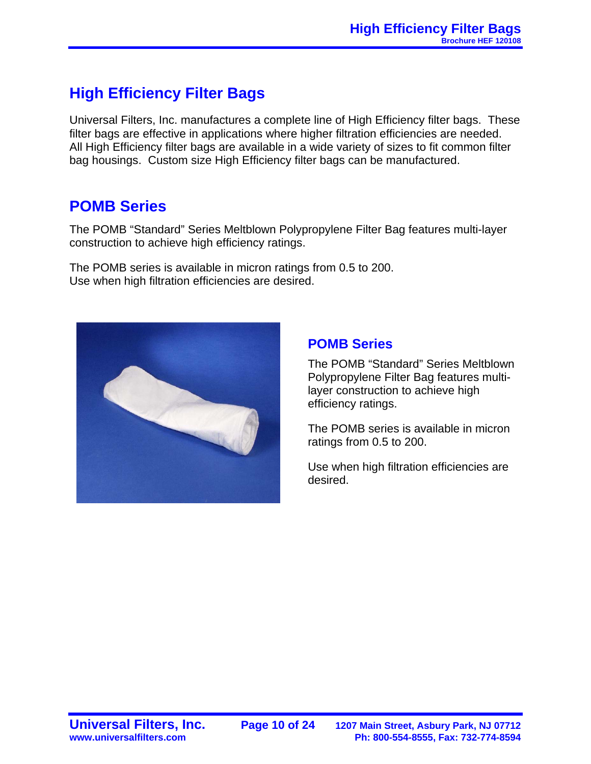## High Efficiency Filter Bags

Universal Filters, Inc. manufactures a complete line of High Efficiency filter bags. These filter bags are effective in applications where higher filtration efficiencies are needed. All High Efficiency filter bags are available in a wide variety of sizes to fit common filter bag housings. Custom size High Efficiency filter bags can be manufactured.

## POMB Series

The POMB "Standard" Series Meltblown Polypropylene Filter Bag features multi-layer construction to achieve high efficiency ratings.

The POMB series is available in micron ratings from 0.5 to 200.
Use when high filtration efficiencies are desired.

### POMB Series

The POMB "Standard" Series Meltblown Polypropylene Filter Bag features multi-layer construction to achieve high efficiency ratings.

The POMB series is available in micron ratings from 0.5 to 200.

Use when high filtration efficiencies are desired.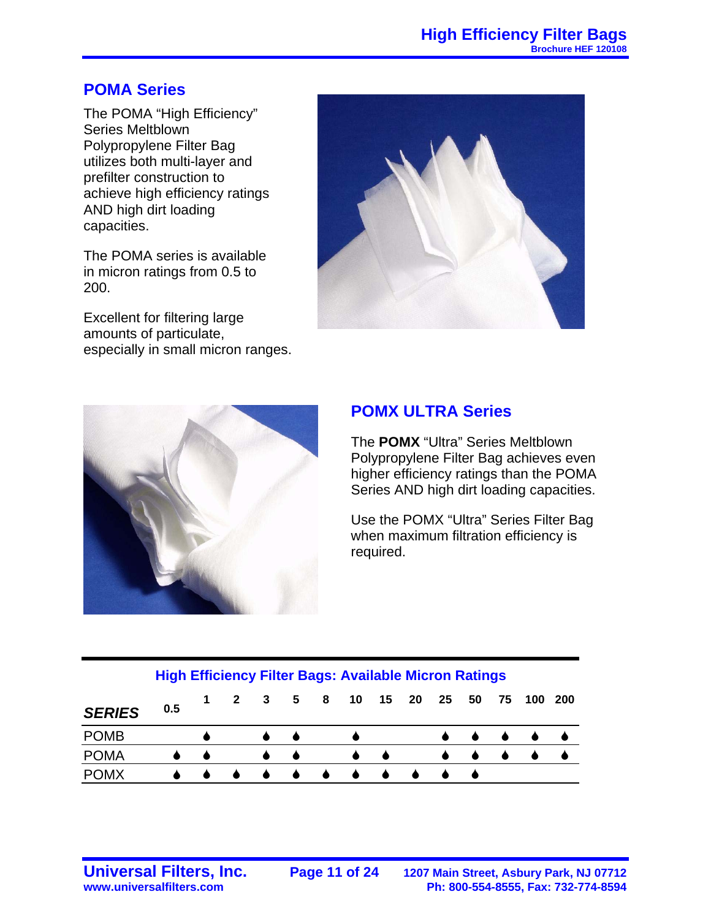## POMA Series

The POMA "High Efficiency" Series Meltblown Polypropylene Filter Bag utilizes both multi-layer and prefilter construction to achieve high efficiency ratings AND high dirt loading capacities.

The POMA series is available in micron ratings from 0.5 to 200.

Excellent for filtering large amounts of particulate, especially in small micron ranges.

## POMX ULTRA Series

The **POMX** "Ultra" Series Meltblown Polypropylene Filter Bag achieves even higher efficiency ratings than the POMA Series AND high dirt loading capacities.

Use the POMX "Ultra" Series Filter Bag when maximum filtration efficiency is required.

### High Efficiency Filter Bags: Available Micron Ratings

| ***SERIES*** | 0.5 | 1 | 2 | 3 | 5 | 8 | 10 | 15 | 20 | 25 | 50 | 75 | 100 | 200 |
|---|---|---|---|---|---|---|---|---|---|---|---|---|---|---|
| POMB | | ● | | ● | ● | | ● | | | ● | ● | ● | ● | ● |
| POMA | ● | ● | | ● | ● | | ● | ● | | ● | ● | ● | ● | ● |
| POMX | ● | ● | ● | ● | ● | ● | ● | ● | ● | ● | ● | | | |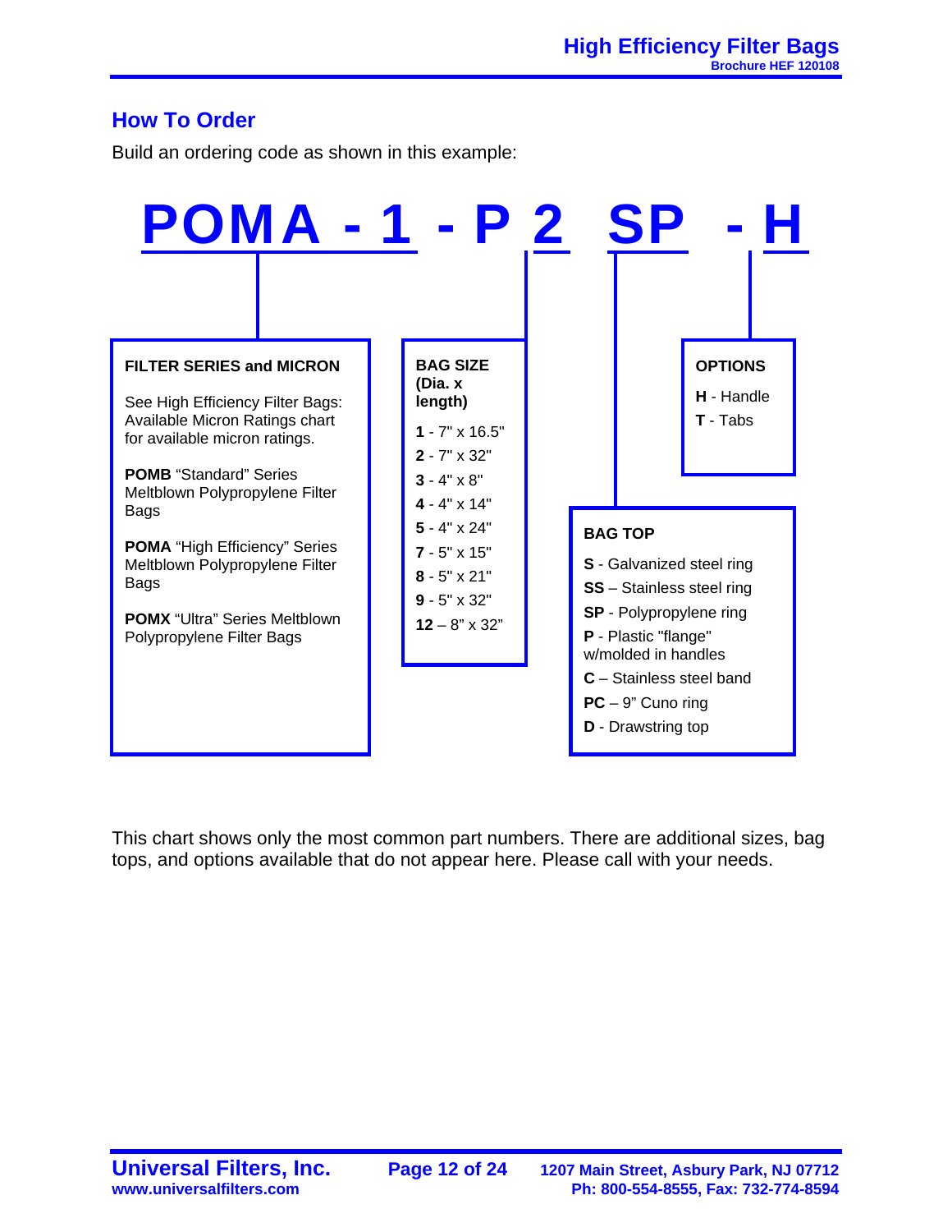## How To Order

Build an ordering code as shown in this example:

**POMA - 1 - P 2 SP - H**

**FILTER SERIES and MICRON**

See High Efficiency Filter Bags: Available Micron Ratings chart for available micron ratings.

**POMB** "Standard" Series Meltblown Polypropylene Filter Bags

**POMA** "High Efficiency" Series Meltblown Polypropylene Filter Bags

**POMX** "Ultra" Series Meltblown Polypropylene Filter Bags

**BAG SIZE (Dia. x length)**

- **1** - 7" x 16.5"
- **2** - 7" x 32"
- **3** - 4" x 8"
- **4** - 4" x 14"
- **5** - 4" x 24"
- **7** - 5" x 15"
- **8** - 5" x 21"
- **9** - 5" x 32"
- **12** – 8" x 32"

**BAG TOP**

- **S** - Galvanized steel ring
- **SS** – Stainless steel ring
- **SP** - Polypropylene ring
- **P** - Plastic "flange" w/molded in handles
- **C** – Stainless steel band
- **PC** – 9" Cuno ring
- **D** - Drawstring top

**OPTIONS**

- **H** - Handle
- **T** - Tabs

This chart shows only the most common part numbers. There are additional sizes, bag tops, and options available that do not appear here. Please call with your needs.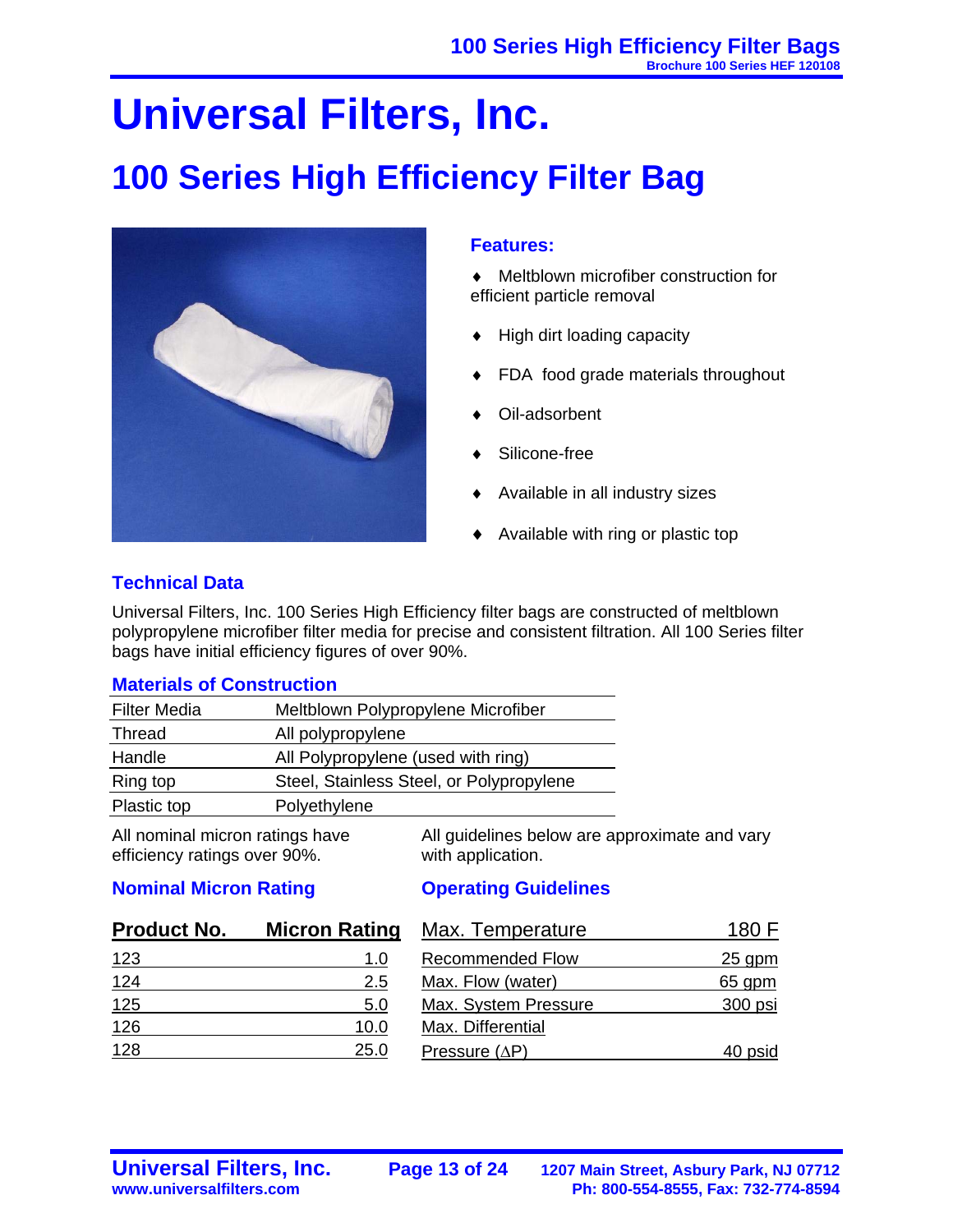# Universal Filters, Inc.

## 100 Series High Efficiency Filter Bag

### Features:

- Meltblown microfiber construction for efficient particle removal
- High dirt loading capacity
- FDA food grade materials throughout
- Oil-adsorbent
- Silicone-free
- Available in all industry sizes
- Available with ring or plastic top

### Technical Data

Universal Filters, Inc. 100 Series High Efficiency filter bags are constructed of meltblown polypropylene microfiber filter media for precise and consistent filtration. All 100 Series filter bags have initial efficiency figures of over 90%.

### Materials of Construction

| | |
|---|---|
| Filter Media | Meltblown Polypropylene Microfiber |
| Thread | All polypropylene |
| Handle | All Polypropylene (used with ring) |
| Ring top | Steel, Stainless Steel, or Polypropylene |
| Plastic top | Polyethylene |

All nominal micron ratings have efficiency ratings over 90%.

### Nominal Micron Rating

| Product No. | Micron Rating |
|---|---|
| 123 | 1.0 |
| 124 | 2.5 |
| 125 | 5.0 |
| 126 | 10.0 |
| 128 | 25.0 |

All guidelines below are approximate and vary with application.

### Operating Guidelines

| Max. Temperature | 180 F |
|---|---|
| Recommended Flow | 25 gpm |
| Max. Flow (water) | 65 gpm |
| Max. System Pressure | 300 psi |
| Max. Differential Pressure ($\Delta P$) | 40 psid |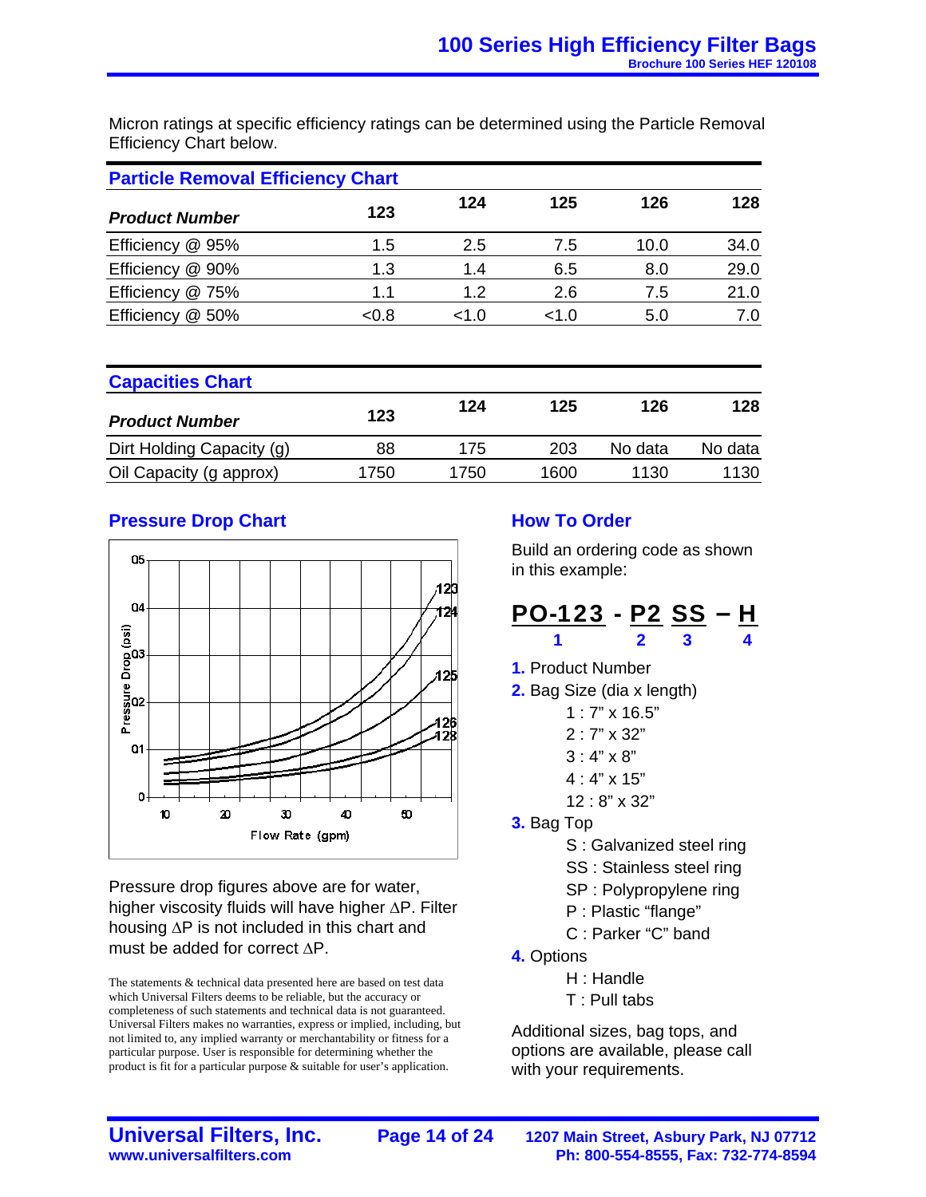Micron ratings at specific efficiency ratings can be determined using the Particle Removal Efficiency Chart below.

## Particle Removal Efficiency Chart

| ***Product Number*** | 123 | 124 | 125 | 126 | 128 |
|---|---|---|---|---|---|
| Efficiency @ 95% | 1.5 | 2.5 | 7.5 | 10.0 | 34.0 |
| Efficiency @ 90% | 1.3 | 1.4 | 6.5 | 8.0 | 29.0 |
| Efficiency @ 75% | 1.1 | 1.2 | 2.6 | 7.5 | 21.0 |
| Efficiency @ 50% | <0.8 | <1.0 | <1.0 | 5.0 | 7.0 |

## Capacities Chart

| ***Product Number*** | 123 | 124 | 125 | 126 | 128 |
|---|---|---|---|---|---|
| Dirt Holding Capacity (g) | 88 | 175 | 203 | No data | No data |
| Oil Capacity (g approx) | 1750 | 1750 | 1600 | 1130 | 1130 |

## Pressure Drop Chart

Pressure drop figures above are for water, higher viscosity fluids will have higher $\Delta P$. Filter housing $\Delta P$ is not included in this chart and must be added for correct $\Delta P$.

The statements & technical data presented here are based on test data which Universal Filters deems to be reliable, but the accuracy or completeness of such statements and technical data is not guaranteed. Universal Filters makes no warranties, express or implied, including, but not limited to, any implied warranty or merchantability or fitness for a particular purpose. User is responsible for determining whether the product is fit for a particular purpose & suitable for user's application.

## How To Order

Build an ordering code as shown in this example:

**PO-123 - P2 SS – H**
(1 = PO-123, 2 = P2, 3 = SS, 4 = H)

1. Product Number
2. Bag Size (dia x length)
   - 1 : 7" x 16.5"
   - 2 : 7" x 32"
   - 3 : 4" x 8"
   - 4 : 4" x 15"
   - 12 : 8" x 32"
3. Bag Top
   - S : Galvanized steel ring
   - SS : Stainless steel ring
   - SP : Polypropylene ring
   - P : Plastic "flange"
   - C : Parker "C" band
4. Options
   - H : Handle
   - T : Pull tabs

Additional sizes, bag tops, and options are available, please call with your requirements.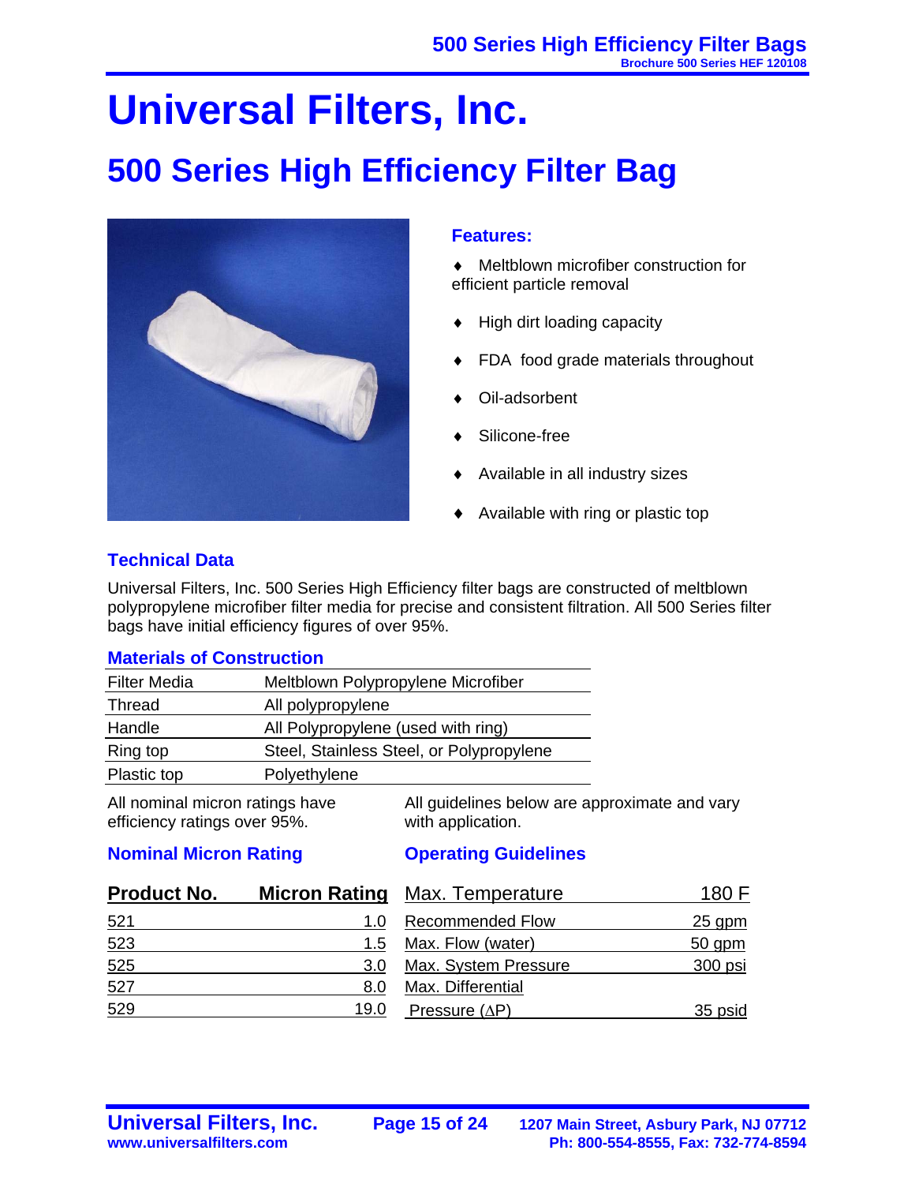# Universal Filters, Inc.

## 500 Series High Efficiency Filter Bag

### Features:

- ♦ Meltblown microfiber construction for efficient particle removal
- ♦ High dirt loading capacity
- ♦ FDA food grade materials throughout
- ♦ Oil-adsorbent
- ♦ Silicone-free
- ♦ Available in all industry sizes
- ♦ Available with ring or plastic top

### Technical Data

Universal Filters, Inc. 500 Series High Efficiency filter bags are constructed of meltblown polypropylene microfiber filter media for precise and consistent filtration. All 500 Series filter bags have initial efficiency figures of over 95%.

### Materials of Construction

| | |
|---|---|
| Filter Media | Meltblown Polypropylene Microfiber |
| Thread | All polypropylene |
| Handle | All Polypropylene (used with ring) |
| Ring top | Steel, Stainless Steel, or Polypropylene |
| Plastic top | Polyethylene |

All nominal micron ratings have efficiency ratings over 95%.

All guidelines below are approximate and vary with application.

### Nominal Micron Rating

| Product No. | Micron Rating |
|---|---|
| 521 | 1.0 |
| 523 | 1.5 |
| 525 | 3.0 |
| 527 | 8.0 |
| 529 | 19.0 |

### Operating Guidelines

| Max. Temperature | 180 F |
|---|---|
| Recommended Flow | 25 gpm |
| Max. Flow (water) | 50 gpm |
| Max. System Pressure | 300 psi |
| Max. Differential Pressure ($\Delta$P) | 35 psid |

Universal Filters, Inc.
www.universalfilters.com

1207 Main Street, Asbury Park, NJ 07712
Ph: 800-554-8555, Fax: 732-774-8594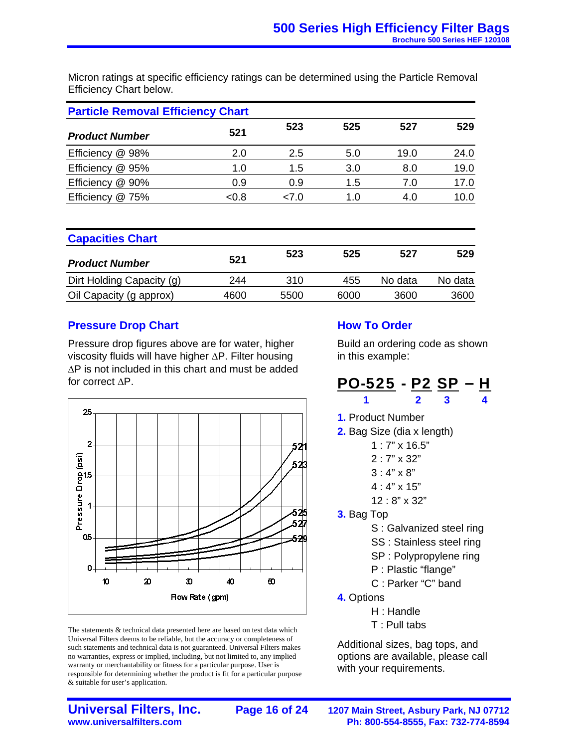Micron ratings at specific efficiency ratings can be determined using the Particle Removal Efficiency Chart below.

## Particle Removal Efficiency Chart

| Product Number | 521 | 523 | 525 | 527 | 529 |
|---|---|---|---|---|---|
| Efficiency @ 98% | 2.0 | 2.5 | 5.0 | 19.0 | 24.0 |
| Efficiency @ 95% | 1.0 | 1.5 | 3.0 | 8.0 | 19.0 |
| Efficiency @ 90% | 0.9 | 0.9 | 1.5 | 7.0 | 17.0 |
| Efficiency @ 75% | <0.8 | <7.0 | 1.0 | 4.0 | 10.0 |

## Capacities Chart

| Product Number | 521 | 523 | 525 | 527 | 529 |
|---|---|---|---|---|---|
| Dirt Holding Capacity (g) | 244 | 310 | 455 | No data | No data |
| Oil Capacity (g approx) | 4600 | 5500 | 6000 | 3600 | 3600 |

## Pressure Drop Chart

Pressure drop figures above are for water, higher viscosity fluids will have higher ΔP. Filter housing ΔP is not included in this chart and must be added for correct ΔP.

Pressure Drop (psi)

25

2

1.5

1

0.5

0

10

20

30

40

50

Flow Rate (gpm)

521

523

525

527

529

The statements & technical data presented here are based on test data which Universal Filters deems to be reliable, but the accuracy or completeness of such statements and technical data is not guaranteed. Universal Filters makes no warranties, express or implied, including, but not limited to, any implied warranty or merchantability or fitness for a particular purpose. User is responsible for determining whether the product is fit for a particular purpose & suitable for user's application.

## How To Order

Build an ordering code as shown in this example:

**PO-525 - P2 SP – H**

1 2 3 4

1. Product Number
2. Bag Size (dia x length)
   - 1 : 7" x 16.5"
   - 2 : 7" x 32"
   - 3 : 4" x 8"
   - 4 : 4" x 15"
   - 12 : 8" x 32"
3. Bag Top
   - S : Galvanized steel ring
   - SS : Stainless steel ring
   - SP : Polypropylene ring
   - P : Plastic "flange"
   - C : Parker "C" band
4. Options
   - H : Handle
   - T : Pull tabs

Additional sizes, bag tops, and options are available, please call with your requirements.